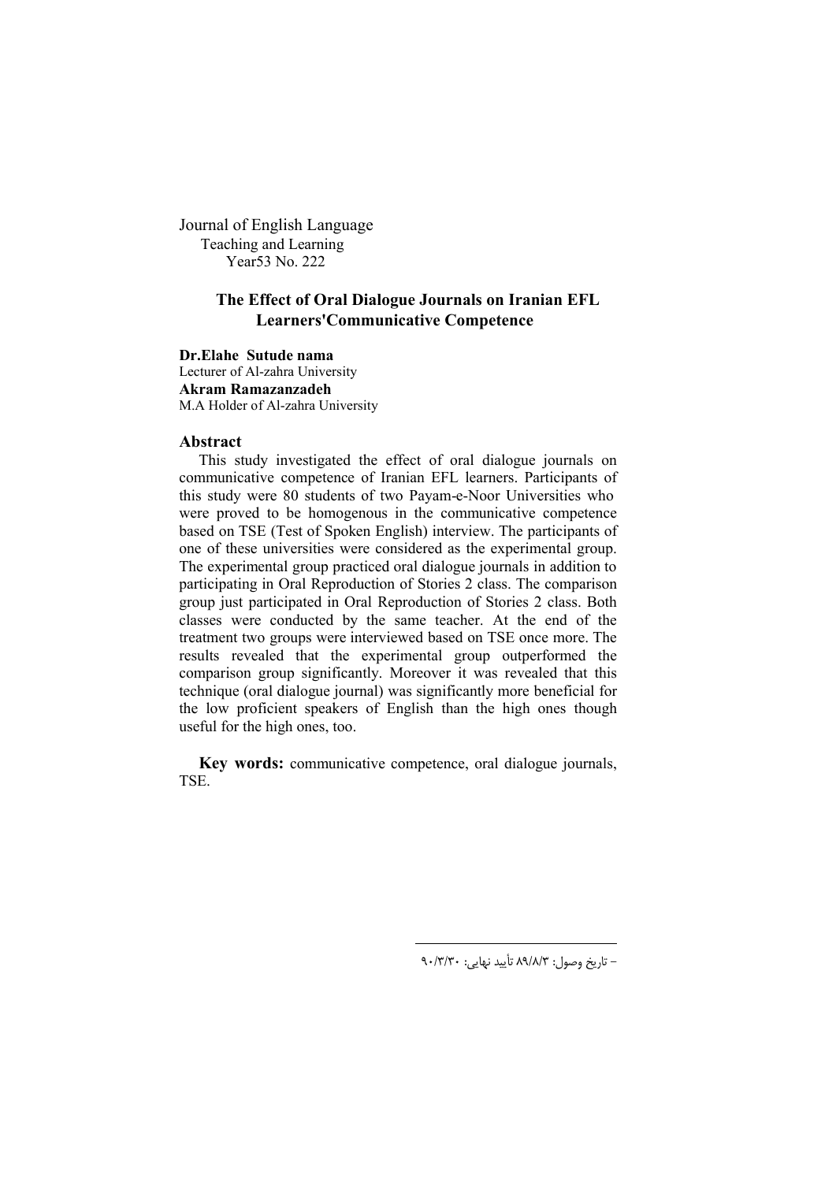Journal of English Language
Teaching and Learning
Year53 No. 222

# The Effect of Oral Dialogue Journals on Iranian EFL Learners'Communicative Competence

**Dr.Elahe Sutude nama**
Lecturer of Al-zahra University
**Akram Ramazanzadeh**
M.A Holder of Al-zahra University

## Abstract

This study investigated the effect of oral dialogue journals on communicative competence of Iranian EFL learners. Participants of this study were 80 students of two Payam-e-Noor Universities who were proved to be homogenous in the communicative competence based on TSE (Test of Spoken English) interview. The participants of one of these universities were considered as the experimental group. The experimental group practiced oral dialogue journals in addition to participating in Oral Reproduction of Stories 2 class. The comparison group just participated in Oral Reproduction of Stories 2 class. Both classes were conducted by the same teacher. At the end of the treatment two groups were interviewed based on TSE once more. The results revealed that the experimental group outperformed the comparison group significantly. Moreover it was revealed that this technique (oral dialogue journal) was significantly more beneficial for the low proficient speakers of English than the high ones though useful for the high ones, too.

**Key words:** communicative competence, oral dialogue journals, TSE.

- تاریخ وصول: ۸۹/۸/۳ تأیید نهایی: ۹۰/۳/۳۰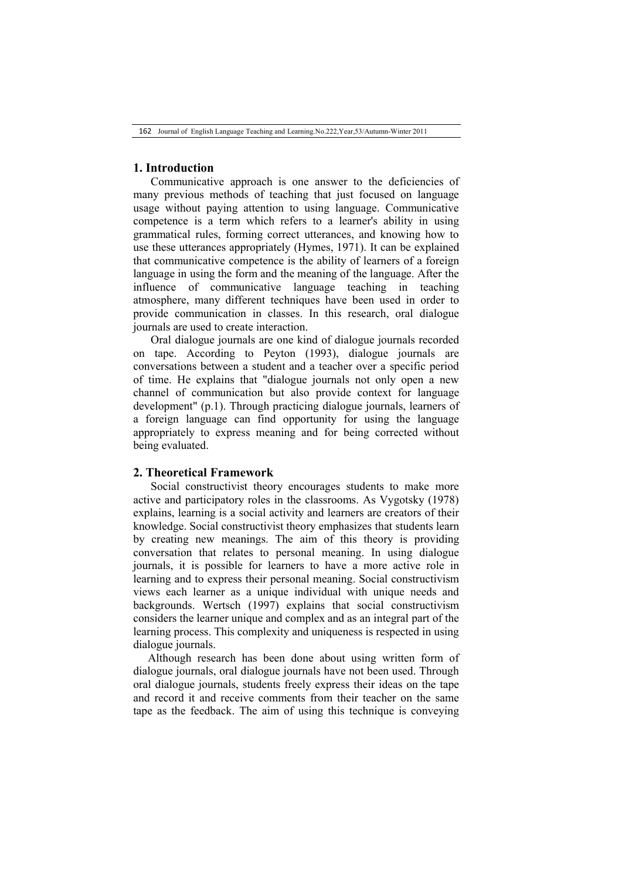## 1. Introduction

Communicative approach is one answer to the deficiencies of many previous methods of teaching that just focused on language usage without paying attention to using language. Communicative competence is a term which refers to a learner's ability in using grammatical rules, forming correct utterances, and knowing how to use these utterances appropriately (Hymes, 1971). It can be explained that communicative competence is the ability of learners of a foreign language in using the form and the meaning of the language. After the influence of communicative language teaching in teaching atmosphere, many different techniques have been used in order to provide communication in classes. In this research, oral dialogue journals are used to create interaction.

Oral dialogue journals are one kind of dialogue journals recorded on tape. According to Peyton (1993), dialogue journals are conversations between a student and a teacher over a specific period of time. He explains that "dialogue journals not only open a new channel of communication but also provide context for language development" (p.1). Through practicing dialogue journals, learners of a foreign language can find opportunity for using the language appropriately to express meaning and for being corrected without being evaluated.

## 2. Theoretical Framework

Social constructivist theory encourages students to make more active and participatory roles in the classrooms. As Vygotsky (1978) explains, learning is a social activity and learners are creators of their knowledge. Social constructivist theory emphasizes that students learn by creating new meanings. The aim of this theory is providing conversation that relates to personal meaning. In using dialogue journals, it is possible for learners to have a more active role in learning and to express their personal meaning. Social constructivism views each learner as a unique individual with unique needs and backgrounds. Wertsch (1997) explains that social constructivism considers the learner unique and complex and as an integral part of the learning process. This complexity and uniqueness is respected in using dialogue journals.

Although research has been done about using written form of dialogue journals, oral dialogue journals have not been used. Through oral dialogue journals, students freely express their ideas on the tape and record it and receive comments from their teacher on the same tape as the feedback. The aim of using this technique is conveying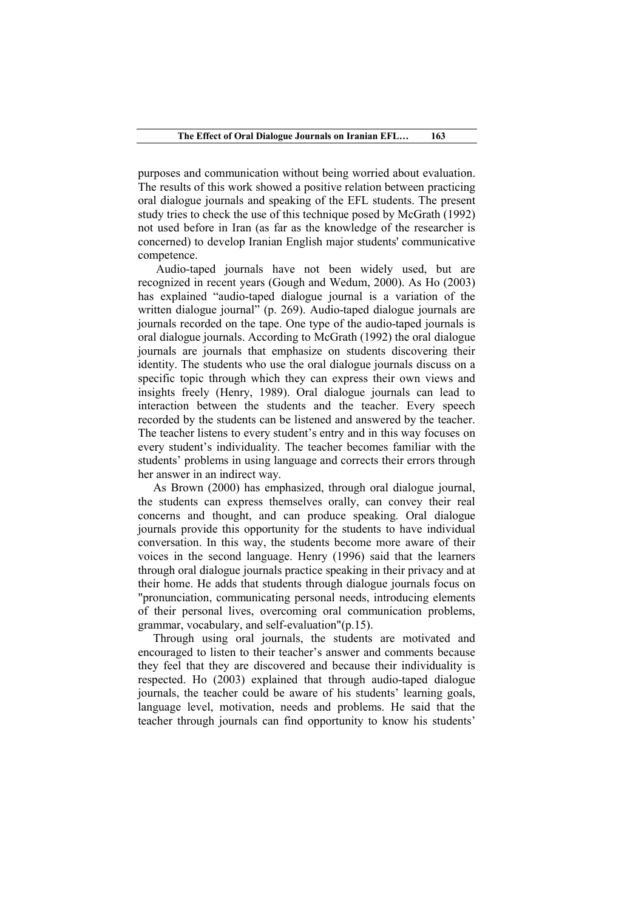purposes and communication without being worried about evaluation. The results of this work showed a positive relation between practicing oral dialogue journals and speaking of the EFL students. The present study tries to check the use of this technique posed by McGrath (1992) not used before in Iran (as far as the knowledge of the researcher is concerned) to develop Iranian English major students' communicative competence.

Audio-taped journals have not been widely used, but are recognized in recent years (Gough and Wedum, 2000). As Ho (2003) has explained "audio-taped dialogue journal is a variation of the written dialogue journal" (p. 269). Audio-taped dialogue journals are journals recorded on the tape. One type of the audio-taped journals is oral dialogue journals. According to McGrath (1992) the oral dialogue journals are journals that emphasize on students discovering their identity. The students who use the oral dialogue journals discuss on a specific topic through which they can express their own views and insights freely (Henry, 1989). Oral dialogue journals can lead to interaction between the students and the teacher. Every speech recorded by the students can be listened and answered by the teacher. The teacher listens to every student's entry and in this way focuses on every student's individuality. The teacher becomes familiar with the students' problems in using language and corrects their errors through her answer in an indirect way.

As Brown (2000) has emphasized, through oral dialogue journal, the students can express themselves orally, can convey their real concerns and thought, and can produce speaking. Oral dialogue journals provide this opportunity for the students to have individual conversation. In this way, the students become more aware of their voices in the second language. Henry (1996) said that the learners through oral dialogue journals practice speaking in their privacy and at their home. He adds that students through dialogue journals focus on "pronunciation, communicating personal needs, introducing elements of their personal lives, overcoming oral communication problems, grammar, vocabulary, and self-evaluation"(p.15).

Through using oral journals, the students are motivated and encouraged to listen to their teacher's answer and comments because they feel that they are discovered and because their individuality is respected. Ho (2003) explained that through audio-taped dialogue journals, the teacher could be aware of his students' learning goals, language level, motivation, needs and problems. He said that the teacher through journals can find opportunity to know his students'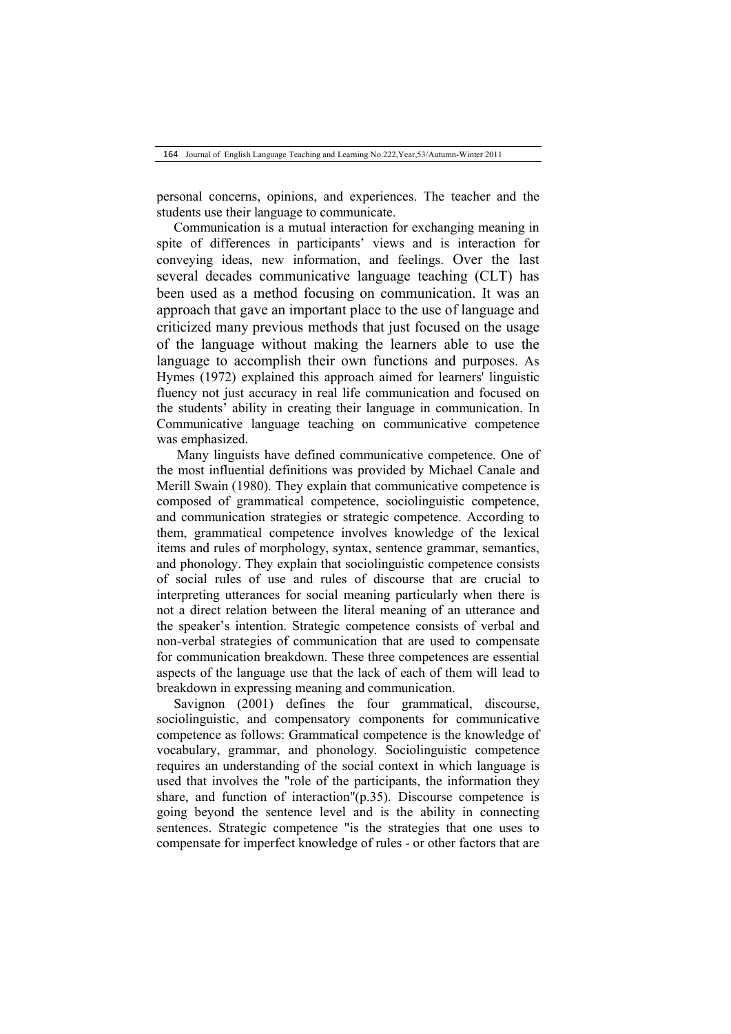personal concerns, opinions, and experiences. The teacher and the students use their language to communicate.

Communication is a mutual interaction for exchanging meaning in spite of differences in participants' views and is interaction for conveying ideas, new information, and feelings. Over the last several decades communicative language teaching (CLT) has been used as a method focusing on communication. It was an approach that gave an important place to the use of language and criticized many previous methods that just focused on the usage of the language without making the learners able to use the language to accomplish their own functions and purposes. As Hymes (1972) explained this approach aimed for learners' linguistic fluency not just accuracy in real life communication and focused on the students' ability in creating their language in communication. In Communicative language teaching on communicative competence was emphasized.

Many linguists have defined communicative competence. One of the most influential definitions was provided by Michael Canale and Merill Swain (1980). They explain that communicative competence is composed of grammatical competence, sociolinguistic competence, and communication strategies or strategic competence. According to them, grammatical competence involves knowledge of the lexical items and rules of morphology, syntax, sentence grammar, semantics, and phonology. They explain that sociolinguistic competence consists of social rules of use and rules of discourse that are crucial to interpreting utterances for social meaning particularly when there is not a direct relation between the literal meaning of an utterance and the speaker's intention. Strategic competence consists of verbal and non-verbal strategies of communication that are used to compensate for communication breakdown. These three competences are essential aspects of the language use that the lack of each of them will lead to breakdown in expressing meaning and communication.

Savignon (2001) defines the four grammatical, discourse, sociolinguistic, and compensatory components for communicative competence as follows: Grammatical competence is the knowledge of vocabulary, grammar, and phonology. Sociolinguistic competence requires an understanding of the social context in which language is used that involves the "role of the participants, the information they share, and function of interaction"(p.35). Discourse competence is going beyond the sentence level and is the ability in connecting sentences. Strategic competence "is the strategies that one uses to compensate for imperfect knowledge of rules - or other factors that are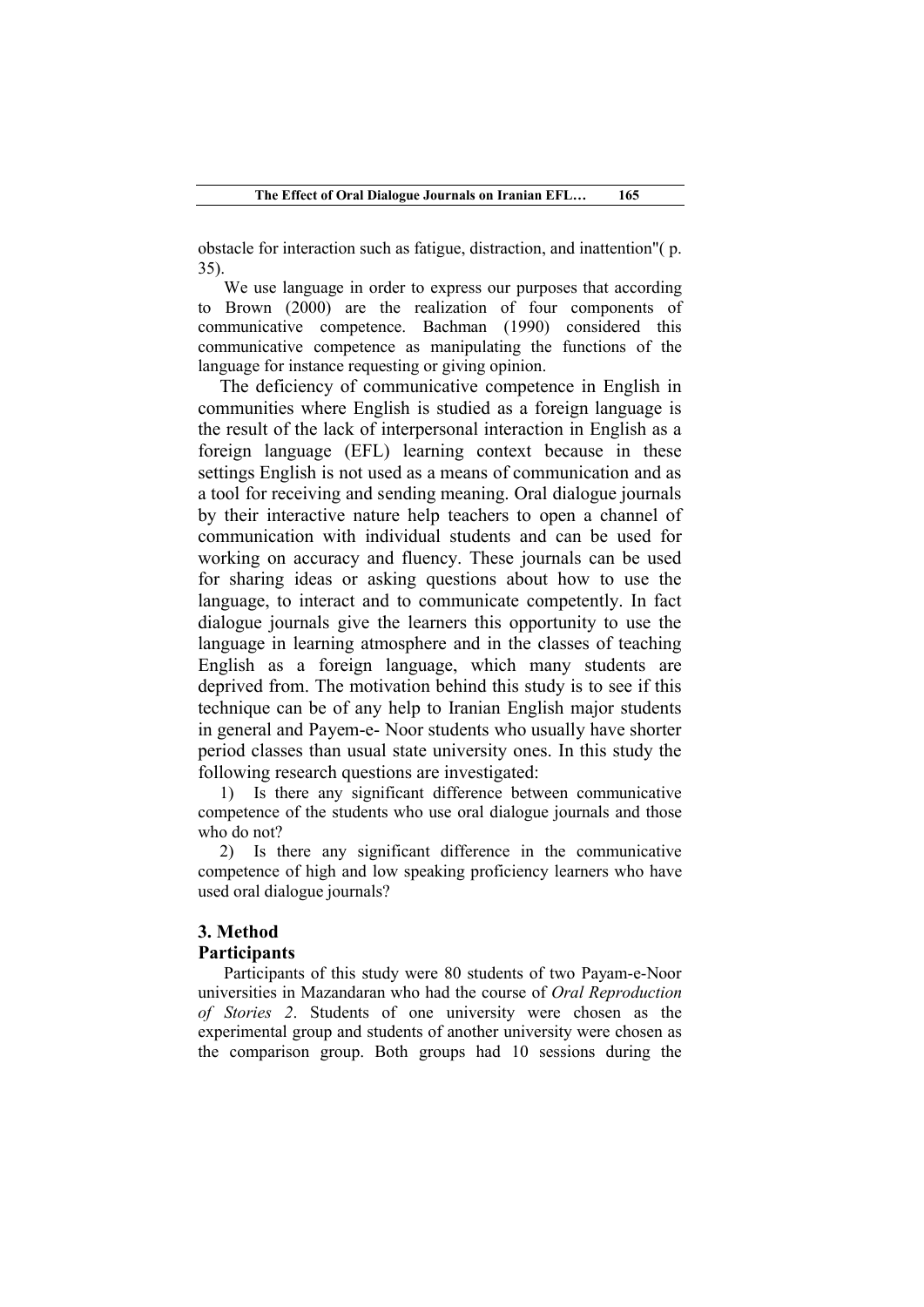obstacle for interaction such as fatigue, distraction, and inattention"( p. 35).

We use language in order to express our purposes that according to Brown (2000) are the realization of four components of communicative competence. Bachman (1990) considered this communicative competence as manipulating the functions of the language for instance requesting or giving opinion.

The deficiency of communicative competence in English in communities where English is studied as a foreign language is the result of the lack of interpersonal interaction in English as a foreign language (EFL) learning context because in these settings English is not used as a means of communication and as a tool for receiving and sending meaning. Oral dialogue journals by their interactive nature help teachers to open a channel of communication with individual students and can be used for working on accuracy and fluency. These journals can be used for sharing ideas or asking questions about how to use the language, to interact and to communicate competently. In fact dialogue journals give the learners this opportunity to use the language in learning atmosphere and in the classes of teaching English as a foreign language, which many students are deprived from. The motivation behind this study is to see if this technique can be of any help to Iranian English major students in general and Payem-e- Noor students who usually have shorter period classes than usual state university ones. In this study the following research questions are investigated:

1) Is there any significant difference between communicative competence of the students who use oral dialogue journals and those who do not?

2) Is there any significant difference in the communicative competence of high and low speaking proficiency learners who have used oral dialogue journals?

## 3. Method

### Participants

Participants of this study were 80 students of two Payam-e-Noor universities in Mazandaran who had the course of *Oral Reproduction of Stories 2*. Students of one university were chosen as the experimental group and students of another university were chosen as the comparison group. Both groups had 10 sessions during the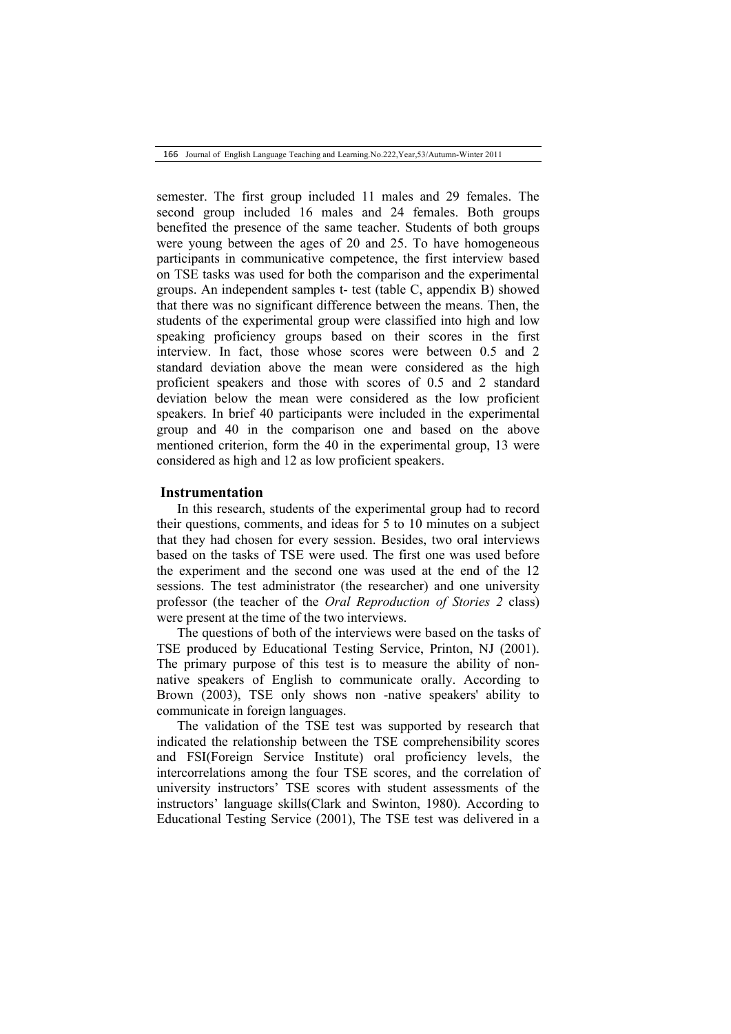semester. The first group included 11 males and 29 females. The second group included 16 males and 24 females. Both groups benefited the presence of the same teacher. Students of both groups were young between the ages of 20 and 25. To have homogeneous participants in communicative competence, the first interview based on TSE tasks was used for both the comparison and the experimental groups. An independent samples t- test (table C, appendix B) showed that there was no significant difference between the means. Then, the students of the experimental group were classified into high and low speaking proficiency groups based on their scores in the first interview. In fact, those whose scores were between 0.5 and 2 standard deviation above the mean were considered as the high proficient speakers and those with scores of 0.5 and 2 standard deviation below the mean were considered as the low proficient speakers. In brief 40 participants were included in the experimental group and 40 in the comparison one and based on the above mentioned criterion, form the 40 in the experimental group, 13 were considered as high and 12 as low proficient speakers.

## Instrumentation

In this research, students of the experimental group had to record their questions, comments, and ideas for 5 to 10 minutes on a subject that they had chosen for every session. Besides, two oral interviews based on the tasks of TSE were used. The first one was used before the experiment and the second one was used at the end of the 12 sessions. The test administrator (the researcher) and one university professor (the teacher of the *Oral Reproduction of Stories 2* class) were present at the time of the two interviews.

The questions of both of the interviews were based on the tasks of TSE produced by Educational Testing Service, Printon, NJ (2001). The primary purpose of this test is to measure the ability of non-native speakers of English to communicate orally. According to Brown (2003), TSE only shows non -native speakers' ability to communicate in foreign languages.

The validation of the TSE test was supported by research that indicated the relationship between the TSE comprehensibility scores and FSI(Foreign Service Institute) oral proficiency levels, the intercorrelations among the four TSE scores, and the correlation of university instructors' TSE scores with student assessments of the instructors' language skills(Clark and Swinton, 1980). According to Educational Testing Service (2001), The TSE test was delivered in a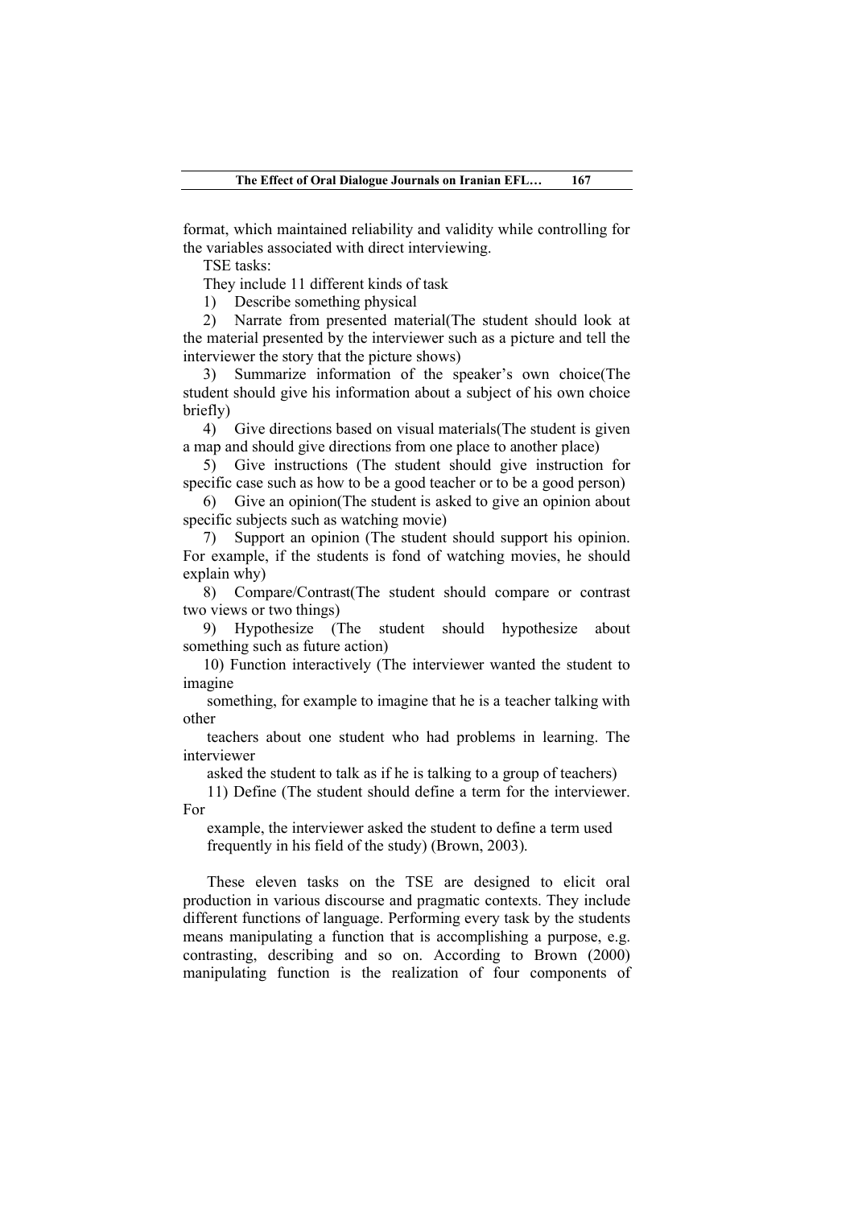format, which maintained reliability and validity while controlling for the variables associated with direct interviewing.

TSE tasks:

They include 11 different kinds of task

1) Describe something physical
2) Narrate from presented material(The student should look at the material presented by the interviewer such as a picture and tell the interviewer the story that the picture shows)
3) Summarize information of the speaker's own choice(The student should give his information about a subject of his own choice briefly)
4) Give directions based on visual materials(The student is given a map and should give directions from one place to another place)
5) Give instructions (The student should give instruction for specific case such as how to be a good teacher or to be a good person)
6) Give an opinion(The student is asked to give an opinion about specific subjects such as watching movie)
7) Support an opinion (The student should support his opinion. For example, if the students is fond of watching movies, he should explain why)
8) Compare/Contrast(The student should compare or contrast two views or two things)
9) Hypothesize (The student should hypothesize about something such as future action)
10) Function interactively (The interviewer wanted the student to imagine something, for example to imagine that he is a teacher talking with other teachers about one student who had problems in learning. The interviewer asked the student to talk as if he is talking to a group of teachers)
11) Define (The student should define a term for the interviewer. For example, the interviewer asked the student to define a term used frequently in his field of the study) (Brown, 2003).

These eleven tasks on the TSE are designed to elicit oral production in various discourse and pragmatic contexts. They include different functions of language. Performing every task by the students means manipulating a function that is accomplishing a purpose, e.g. contrasting, describing and so on. According to Brown (2000) manipulating function is the realization of four components of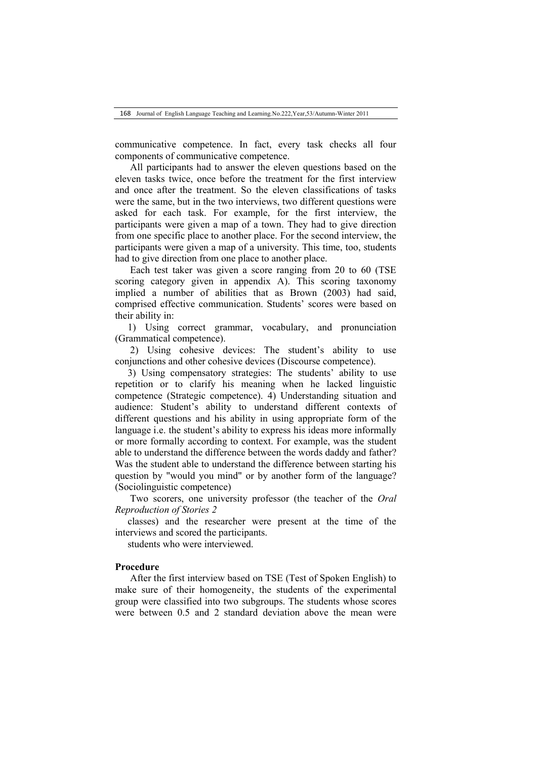communicative competence. In fact, every task checks all four components of communicative competence.

All participants had to answer the eleven questions based on the eleven tasks twice, once before the treatment for the first interview and once after the treatment. So the eleven classifications of tasks were the same, but in the two interviews, two different questions were asked for each task. For example, for the first interview, the participants were given a map of a town. They had to give direction from one specific place to another place. For the second interview, the participants were given a map of a university. This time, too, students had to give direction from one place to another place.

Each test taker was given a score ranging from 20 to 60 (TSE scoring category given in appendix A). This scoring taxonomy implied a number of abilities that as Brown (2003) had said, comprised effective communication. Students' scores were based on their ability in:

1) Using correct grammar, vocabulary, and pronunciation (Grammatical competence).

2) Using cohesive devices: The student's ability to use conjunctions and other cohesive devices (Discourse competence).

3) Using compensatory strategies: The students' ability to use repetition or to clarify his meaning when he lacked linguistic competence (Strategic competence). 4) Understanding situation and audience: Student's ability to understand different contexts of different questions and his ability in using appropriate form of the language i.e. the student's ability to express his ideas more informally or more formally according to context. For example, was the student able to understand the difference between the words daddy and father? Was the student able to understand the difference between starting his question by "would you mind" or by another form of the language? (Sociolinguistic competence)

Two scorers, one university professor (the teacher of the *Oral Reproduction of Stories 2*

classes) and the researcher were present at the time of the interviews and scored the participants.

students who were interviewed.

**Procedure**

After the first interview based on TSE (Test of Spoken English) to make sure of their homogeneity, the students of the experimental group were classified into two subgroups. The students whose scores were between 0.5 and 2 standard deviation above the mean were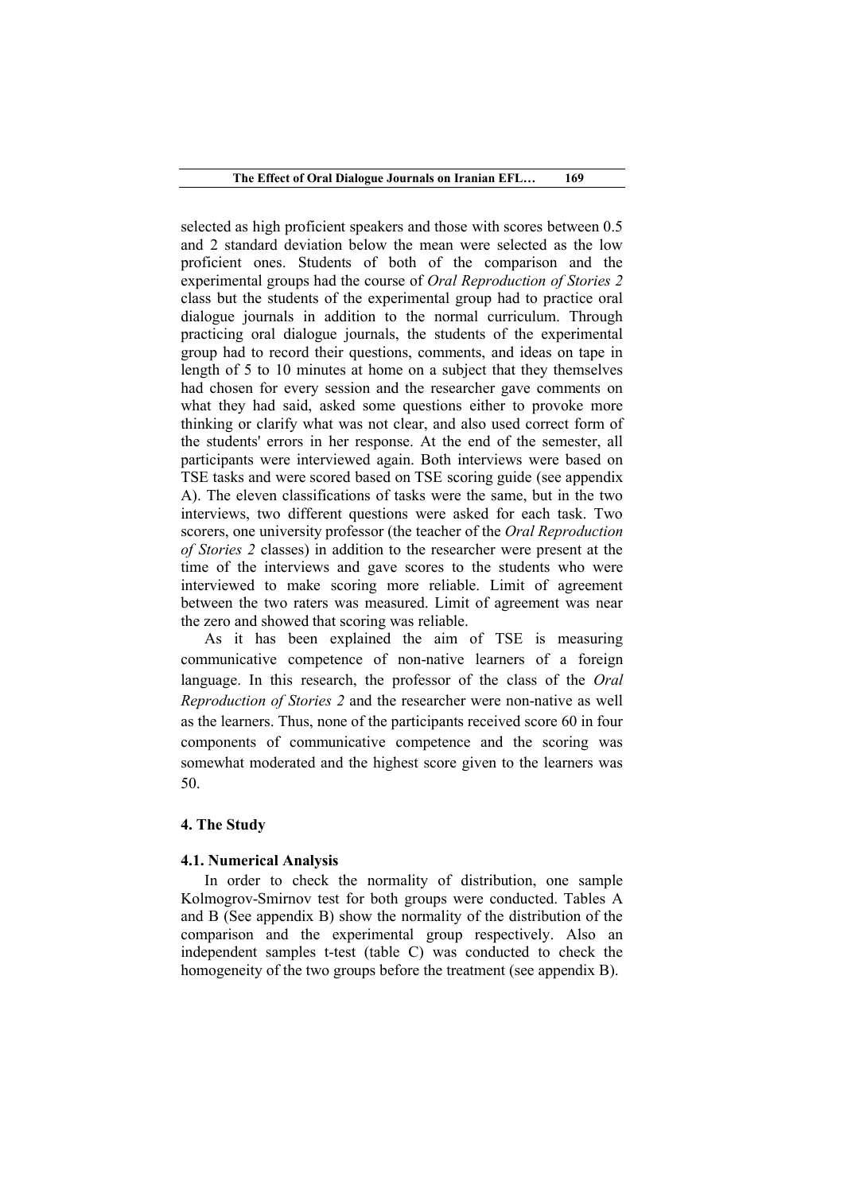selected as high proficient speakers and those with scores between 0.5 and 2 standard deviation below the mean were selected as the low proficient ones. Students of both of the comparison and the experimental groups had the course of *Oral Reproduction of Stories 2* class but the students of the experimental group had to practice oral dialogue journals in addition to the normal curriculum. Through practicing oral dialogue journals, the students of the experimental group had to record their questions, comments, and ideas on tape in length of 5 to 10 minutes at home on a subject that they themselves had chosen for every session and the researcher gave comments on what they had said, asked some questions either to provoke more thinking or clarify what was not clear, and also used correct form of the students' errors in her response. At the end of the semester, all participants were interviewed again. Both interviews were based on TSE tasks and were scored based on TSE scoring guide (see appendix A). The eleven classifications of tasks were the same, but in the two interviews, two different questions were asked for each task. Two scorers, one university professor (the teacher of the *Oral Reproduction of Stories 2* classes) in addition to the researcher were present at the time of the interviews and gave scores to the students who were interviewed to make scoring more reliable. Limit of agreement between the two raters was measured. Limit of agreement was near the zero and showed that scoring was reliable.

As it has been explained the aim of TSE is measuring communicative competence of non-native learners of a foreign language. In this research, the professor of the class of the *Oral Reproduction of Stories 2* and the researcher were non-native as well as the learners. Thus, none of the participants received score 60 in four components of communicative competence and the scoring was somewhat moderated and the highest score given to the learners was 50.

## 4. The Study

### 4.1. Numerical Analysis

In order to check the normality of distribution, one sample Kolmogrov-Smirnov test for both groups were conducted. Tables A and B (See appendix B) show the normality of the distribution of the comparison and the experimental group respectively. Also an independent samples t-test (table C) was conducted to check the homogeneity of the two groups before the treatment (see appendix B).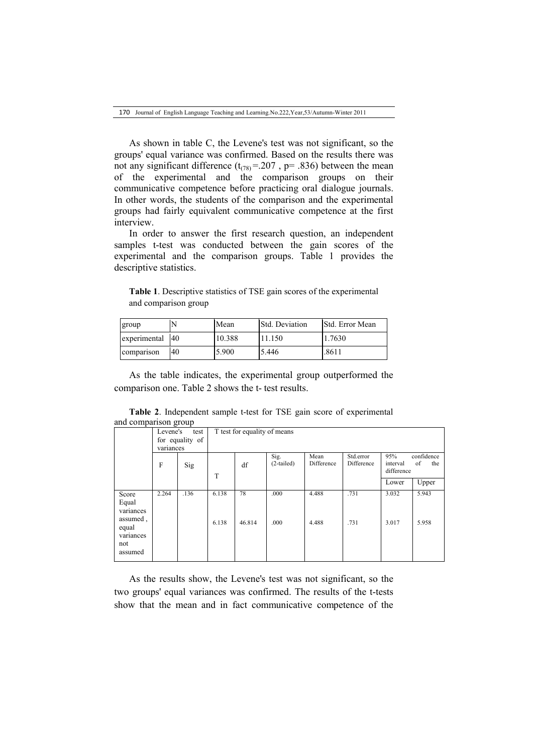As shown in table C, the Levene's test was not significant, so the groups' equal variance was confirmed. Based on the results there was not any significant difference ($t_{(78)}$ =.207 , p= .836) between the mean of the experimental and the comparison groups on their communicative competence before practicing oral dialogue journals. In other words, the students of the comparison and the experimental groups had fairly equivalent communicative competence at the first interview.

In order to answer the first research question, an independent samples t-test was conducted between the gain scores of the experimental and the comparison groups. Table 1 provides the descriptive statistics.

**Table 1**. Descriptive statistics of TSE gain scores of the experimental and comparison group

| group | N | Mean | Std. Deviation | Std. Error Mean |
|---|---|---|---|---|
| experimental | 40 | 10.388 | 11.150 | 1.7630 |
| comparison | 40 | 5.900 | 5.446 | .8611 |

As the table indicates, the experimental group outperformed the comparison one. Table 2 shows the t- test results.

**Table 2**. Independent sample t-test for TSE gain score of experimental and comparison group

| | Levene's test for equality of variances | | T test for equality of means | | | | | | |
|---|---|---|---|---|---|---|---|---|---|
| | F | Sig | T | df | Sig. (2-tailed) | Mean Difference | Std.error Difference | 95% confidence interval of the difference | |
| | | | | | | | | Lower | Upper |
| Score Equal variances assumed | 2.264 | .136 | 6.138 | 78 | .000 | 4.488 | .731 | 3.032 | 5.943 |
| equal variances not assumed | | | 6.138 | 46.814 | .000 | 4.488 | .731 | 3.017 | 5.958 |

As the results show, the Levene's test was not significant, so the two groups' equal variances was confirmed. The results of the t-tests show that the mean and in fact communicative competence of the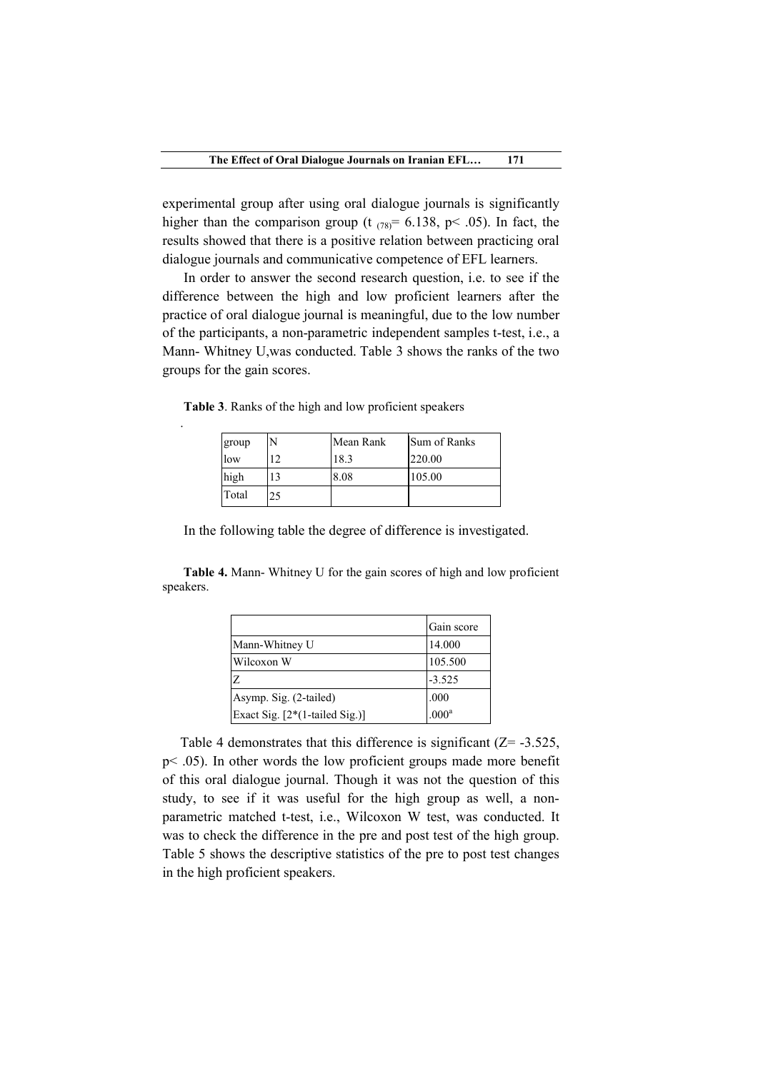experimental group after using oral dialogue journals is significantly higher than the comparison group ($t_{(78)} = 6.138$, $p < .05$). In fact, the results showed that there is a positive relation between practicing oral dialogue journals and communicative competence of EFL learners.

In order to answer the second research question, i.e. to see if the difference between the high and low proficient learners after the practice of oral dialogue journal is meaningful, due to the low number of the participants, a non-parametric independent samples t-test, i.e., a Mann- Whitney U,was conducted. Table 3 shows the ranks of the two groups for the gain scores.

**Table 3**. Ranks of the high and low proficient speakers

| group | N | Mean Rank | Sum of Ranks |
|---|---|---|---|
| low | 12 | 18.3 | 220.00 |
| high | 13 | 8.08 | 105.00 |
| Total | 25 | | |

In the following table the degree of difference is investigated.

**Table 4.** Mann- Whitney U for the gain scores of high and low proficient speakers.

| | Gain score |
|---|---|
| Mann-Whitney U | 14.000 |
| Wilcoxon W | 105.500 |
| Z | -3.525 |
| Asymp. Sig. (2-tailed) | .000 |
| Exact Sig. [2*(1-tailed Sig.)] | .000[a] |

Table 4 demonstrates that this difference is significant ($Z = -3.525$, $p < .05$). In other words the low proficient groups made more benefit of this oral dialogue journal. Though it was not the question of this study, to see if it was useful for the high group as well, a non-parametric matched t-test, i.e., Wilcoxon W test, was conducted. It was to check the difference in the pre and post test of the high group. Table 5 shows the descriptive statistics of the pre to post test changes in the high proficient speakers.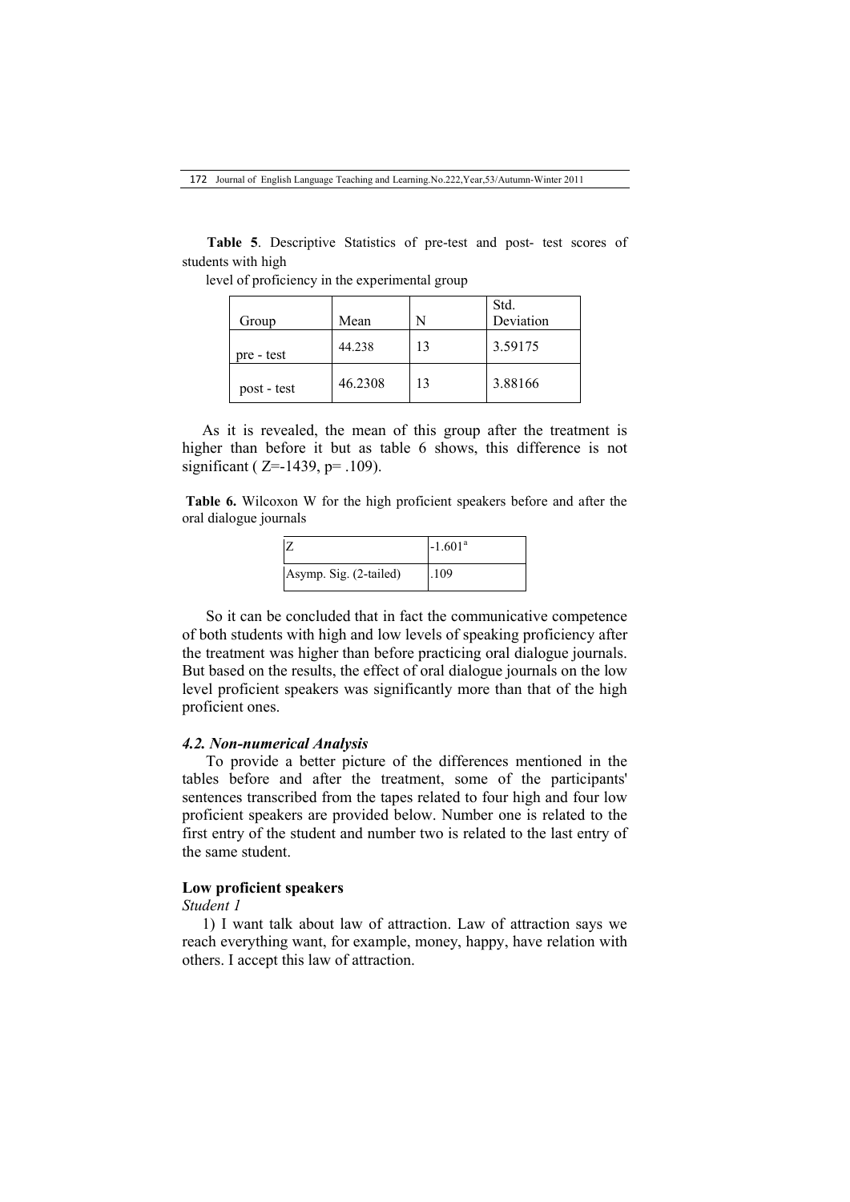**Table 5**. Descriptive Statistics of pre-test and post- test scores of students with high level of proficiency in the experimental group

| Group | Mean | N | Std. Deviation |
|---|---|---|---|
| pre - test | 44.238 | 13 | 3.59175 |
| post - test | 46.2308 | 13 | 3.88166 |

As it is revealed, the mean of this group after the treatment is higher than before it but as table 6 shows, this difference is not significant ( Z=-1439, p= .109).

**Table 6.** Wilcoxon W for the high proficient speakers before and after the oral dialogue journals

| | |
|---|---|
| Z | -1.601[a] |
| Asymp. Sig. (2-tailed) | .109 |

So it can be concluded that in fact the communicative competence of both students with high and low levels of speaking proficiency after the treatment was higher than before practicing oral dialogue journals. But based on the results, the effect of oral dialogue journals on the low level proficient speakers was significantly more than that of the high proficient ones.

### *4.2. Non-numerical Analysis*

To provide a better picture of the differences mentioned in the tables before and after the treatment, some of the participants' sentences transcribed from the tapes related to four high and four low proficient speakers are provided below. Number one is related to the first entry of the student and number two is related to the last entry of the same student.

**Low proficient speakers**

*Student 1*

1) I want talk about law of attraction. Law of attraction says we reach everything want, for example, money, happy, have relation with others. I accept this law of attraction.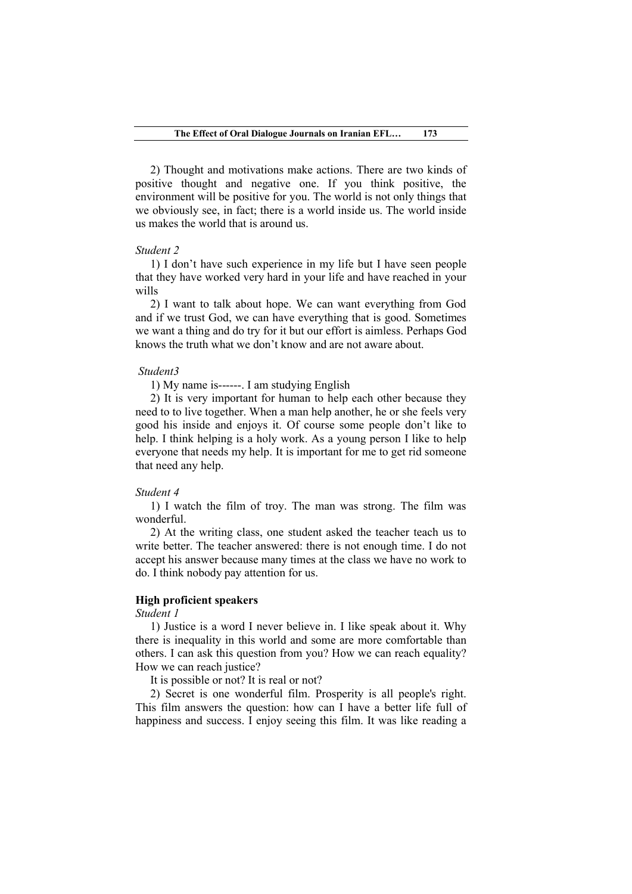2) Thought and motivations make actions. There are two kinds of positive thought and negative one. If you think positive, the environment will be positive for you. The world is not only things that we obviously see, in fact; there is a world inside us. The world inside us makes the world that is around us.

*Student 2*

1) I don't have such experience in my life but I have seen people that they have worked very hard in your life and have reached in your wills

2) I want to talk about hope. We can want everything from God and if we trust God, we can have everything that is good. Sometimes we want a thing and do try for it but our effort is aimless. Perhaps God knows the truth what we don't know and are not aware about.

*Student3*

1) My name is------. I am studying English

2) It is very important for human to help each other because they need to to live together. When a man help another, he or she feels very good his inside and enjoys it. Of course some people don't like to help. I think helping is a holy work. As a young person I like to help everyone that needs my help. It is important for me to get rid someone that need any help.

*Student 4*

1) I watch the film of troy. The man was strong. The film was wonderful.

2) At the writing class, one student asked the teacher teach us to write better. The teacher answered: there is not enough time. I do not accept his answer because many times at the class we have no work to do. I think nobody pay attention for us.

**High proficient speakers**

*Student 1*

1) Justice is a word I never believe in. I like speak about it. Why there is inequality in this world and some are more comfortable than others. I can ask this question from you? How we can reach equality? How we can reach justice?

It is possible or not? It is real or not?

2) Secret is one wonderful film. Prosperity is all people's right. This film answers the question: how can I have a better life full of happiness and success. I enjoy seeing this film. It was like reading a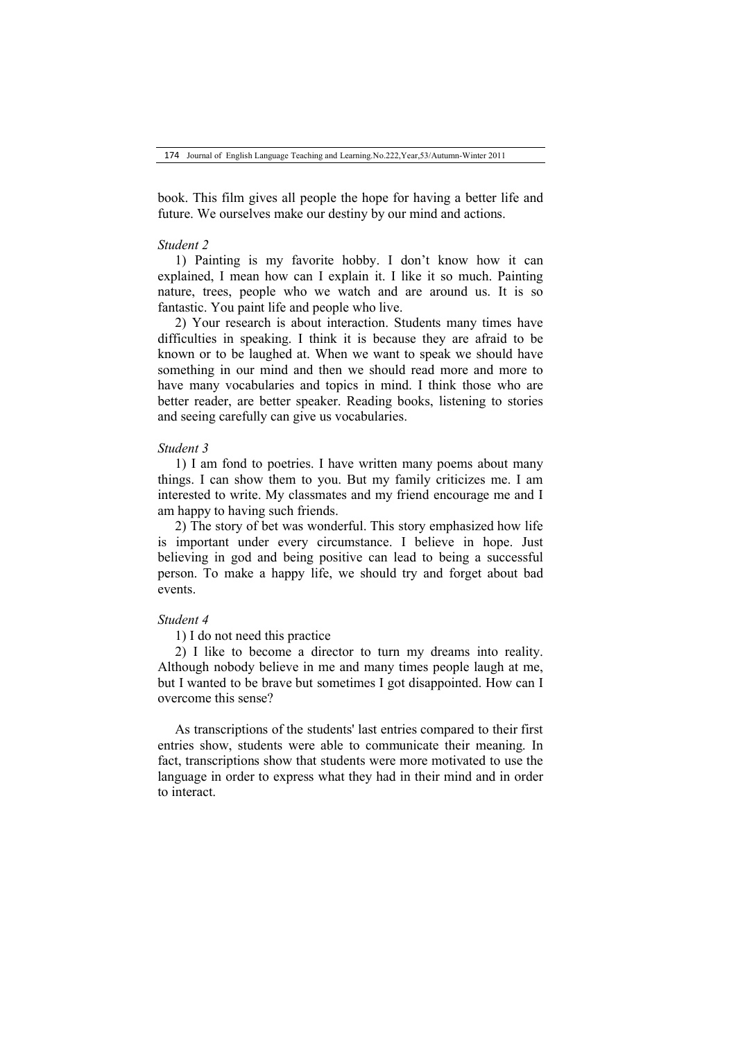book. This film gives all people the hope for having a better life and future. We ourselves make our destiny by our mind and actions.

*Student 2*

1) Painting is my favorite hobby. I don't know how it can explained, I mean how can I explain it. I like it so much. Painting nature, trees, people who we watch and are around us. It is so fantastic. You paint life and people who live.

2) Your research is about interaction. Students many times have difficulties in speaking. I think it is because they are afraid to be known or to be laughed at. When we want to speak we should have something in our mind and then we should read more and more to have many vocabularies and topics in mind. I think those who are better reader, are better speaker. Reading books, listening to stories and seeing carefully can give us vocabularies.

*Student 3*

1) I am fond to poetries. I have written many poems about many things. I can show them to you. But my family criticizes me. I am interested to write. My classmates and my friend encourage me and I am happy to having such friends.

2) The story of bet was wonderful. This story emphasized how life is important under every circumstance. I believe in hope. Just believing in god and being positive can lead to being a successful person. To make a happy life, we should try and forget about bad events.

*Student 4*

1) I do not need this practice

2) I like to become a director to turn my dreams into reality. Although nobody believe in me and many times people laugh at me, but I wanted to be brave but sometimes I got disappointed. How can I overcome this sense?

As transcriptions of the students' last entries compared to their first entries show, students were able to communicate their meaning. In fact, transcriptions show that students were more motivated to use the language in order to express what they had in their mind and in order to interact.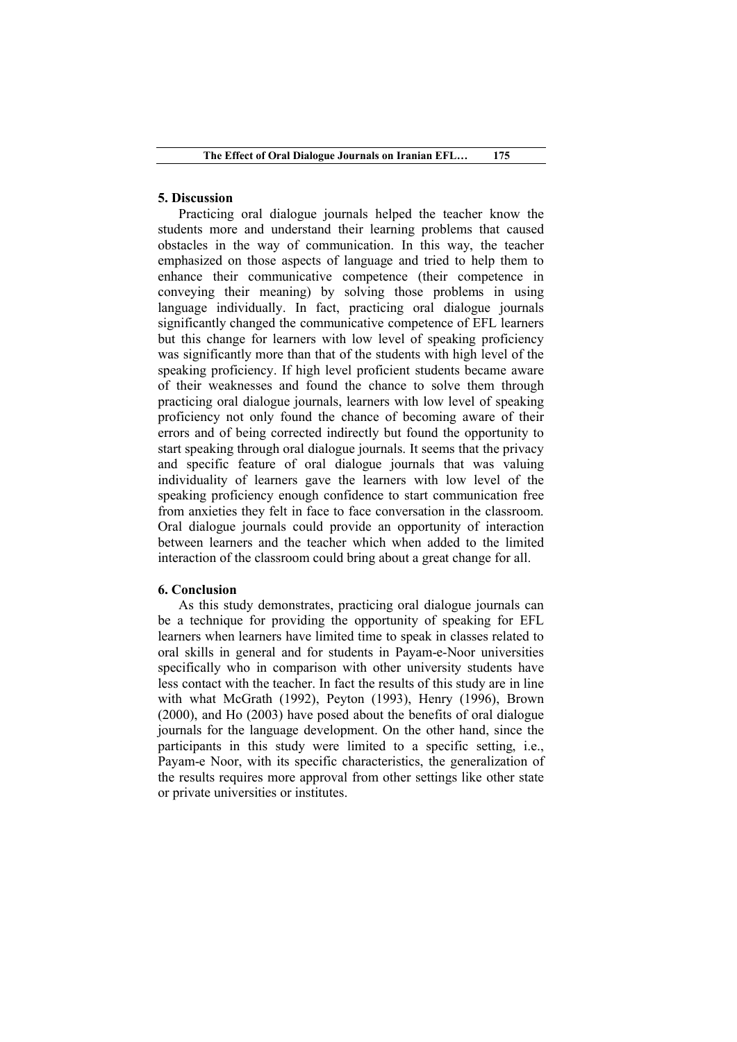## 5. Discussion

Practicing oral dialogue journals helped the teacher know the students more and understand their learning problems that caused obstacles in the way of communication. In this way, the teacher emphasized on those aspects of language and tried to help them to enhance their communicative competence (their competence in conveying their meaning) by solving those problems in using language individually. In fact, practicing oral dialogue journals significantly changed the communicative competence of EFL learners but this change for learners with low level of speaking proficiency was significantly more than that of the students with high level of the speaking proficiency. If high level proficient students became aware of their weaknesses and found the chance to solve them through practicing oral dialogue journals, learners with low level of speaking proficiency not only found the chance of becoming aware of their errors and of being corrected indirectly but found the opportunity to start speaking through oral dialogue journals. It seems that the privacy and specific feature of oral dialogue journals that was valuing individuality of learners gave the learners with low level of the speaking proficiency enough confidence to start communication free from anxieties they felt in face to face conversation in the classroom. Oral dialogue journals could provide an opportunity of interaction between learners and the teacher which when added to the limited interaction of the classroom could bring about a great change for all.

## 6. Conclusion

As this study demonstrates, practicing oral dialogue journals can be a technique for providing the opportunity of speaking for EFL learners when learners have limited time to speak in classes related to oral skills in general and for students in Payam-e-Noor universities specifically who in comparison with other university students have less contact with the teacher. In fact the results of this study are in line with what McGrath (1992), Peyton (1993), Henry (1996), Brown (2000), and Ho (2003) have posed about the benefits of oral dialogue journals for the language development. On the other hand, since the participants in this study were limited to a specific setting, i.e., Payam-e Noor, with its specific characteristics, the generalization of the results requires more approval from other settings like other state or private universities or institutes.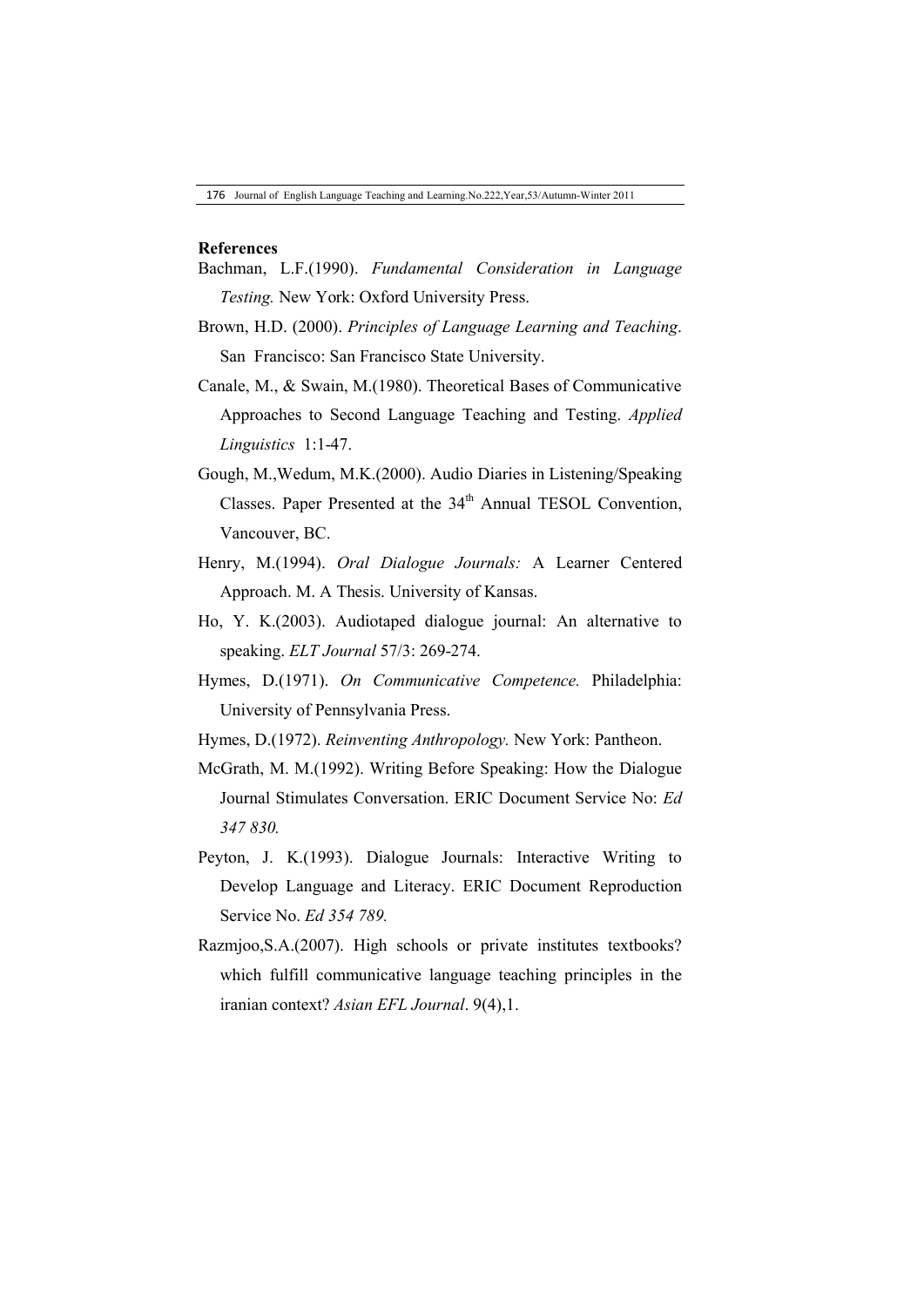**References**

Bachman, L.F.(1990). *Fundamental Consideration in Language Testing.* New York: Oxford University Press.

Brown, H.D. (2000). *Principles of Language Learning and Teaching*. San Francisco: San Francisco State University.

Canale, M., & Swain, M.(1980). Theoretical Bases of Communicative Approaches to Second Language Teaching and Testing. *Applied Linguistics* 1:1-47.

Gough, M.,Wedum, M.K.(2000). Audio Diaries in Listening/Speaking Classes. Paper Presented at the 34th Annual TESOL Convention, Vancouver, BC.

Henry, M.(1994). *Oral Dialogue Journals:* A Learner Centered Approach. M. A Thesis. University of Kansas.

Ho, Y. K.(2003). Audiotaped dialogue journal: An alternative to speaking. *ELT Journal* 57/3: 269-274.

Hymes, D.(1971). *On Communicative Competence.* Philadelphia: University of Pennsylvania Press.

Hymes, D.(1972). *Reinventing Anthropology.* New York: Pantheon.

McGrath, M. M.(1992). Writing Before Speaking: How the Dialogue Journal Stimulates Conversation. ERIC Document Service No: *Ed 347 830.*

Peyton, J. K.(1993). Dialogue Journals: Interactive Writing to Develop Language and Literacy. ERIC Document Reproduction Service No. *Ed 354 789.*

Razmjoo,S.A.(2007). High schools or private institutes textbooks? which fulfill communicative language teaching principles in the iranian context? *Asian EFL Journal*. 9(4),1.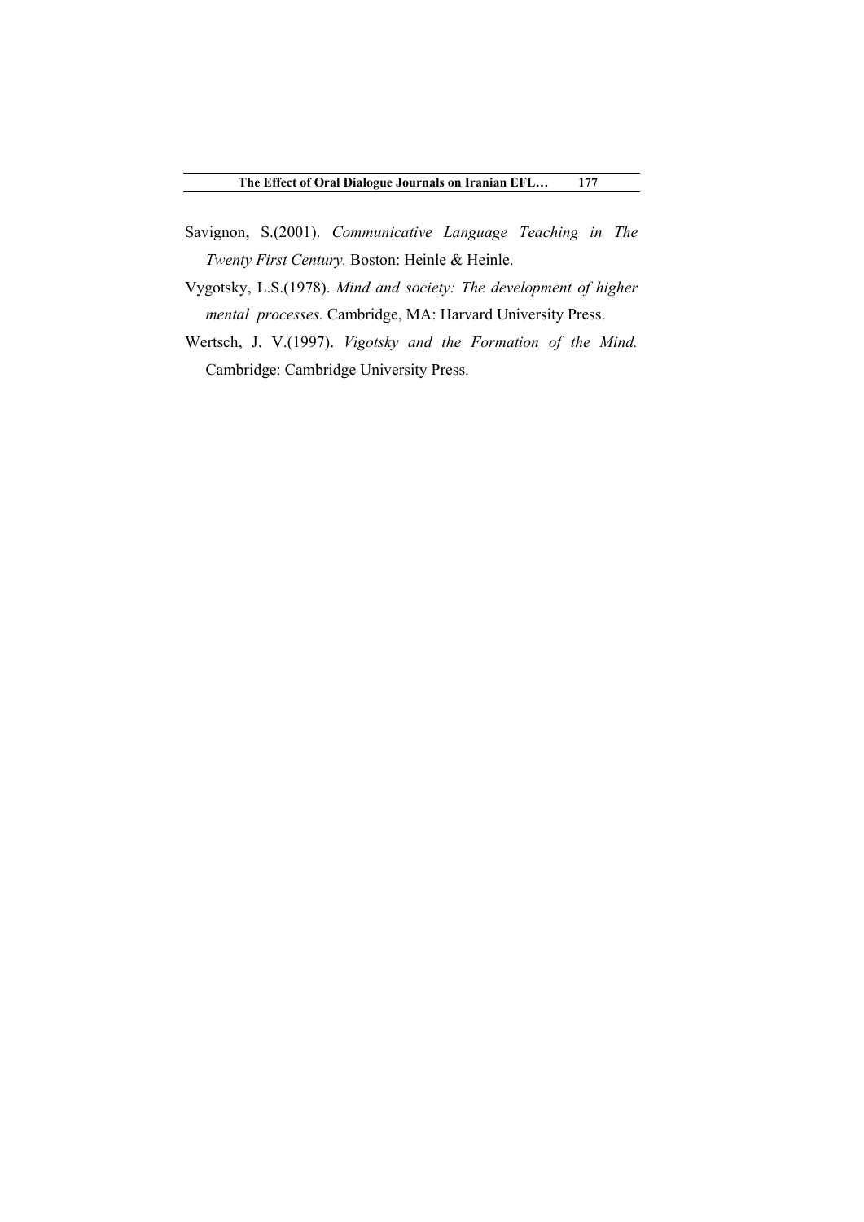Savignon, S.(2001). *Communicative Language Teaching in The Twenty First Century.* Boston: Heinle & Heinle.

Vygotsky, L.S.(1978). *Mind and society: The development of higher mental processes.* Cambridge, MA: Harvard University Press.

Wertsch, J. V.(1997). *Vigotsky and the Formation of the Mind.* Cambridge: Cambridge University Press.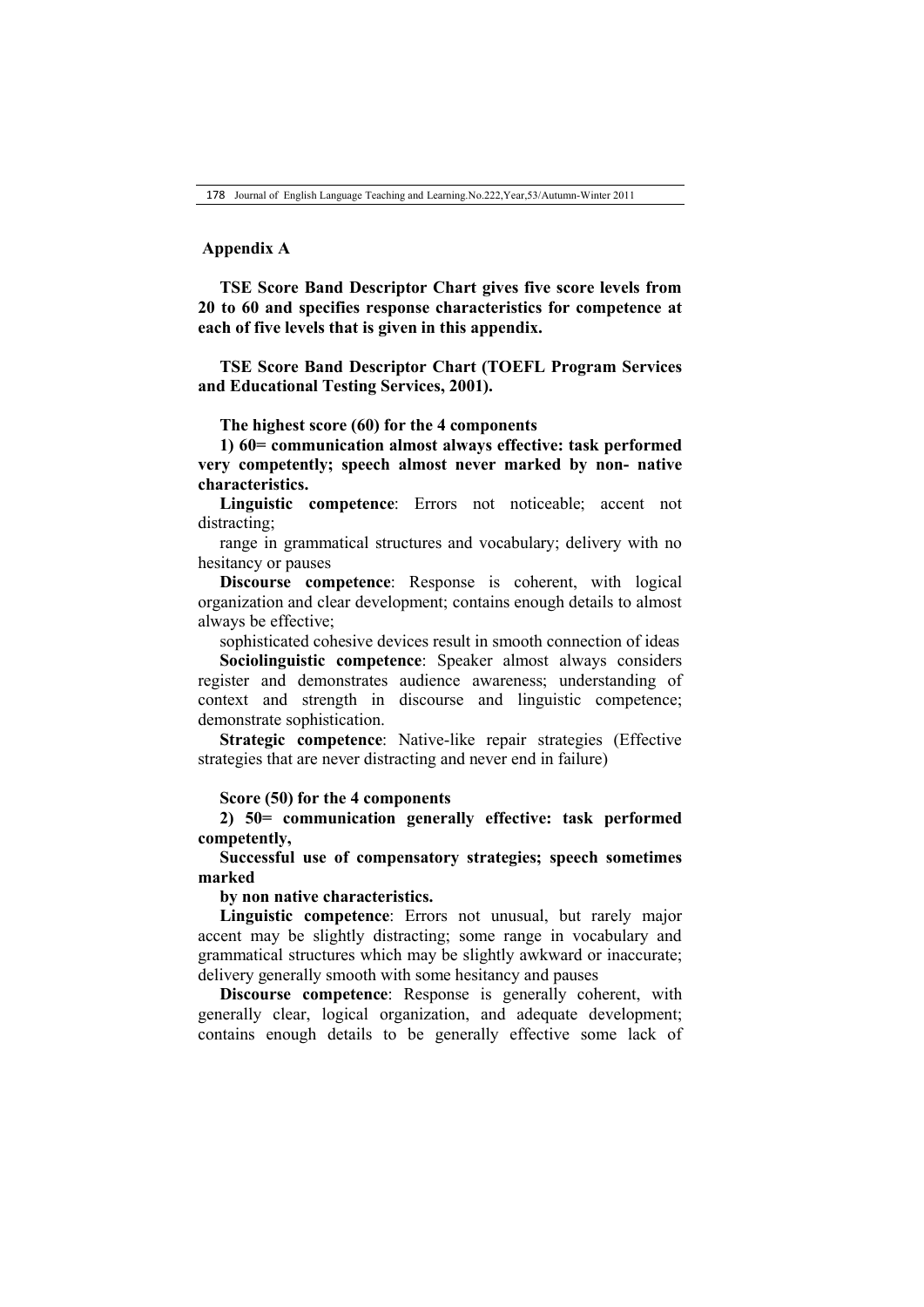## Appendix A

**TSE Score Band Descriptor Chart gives five score levels from 20 to 60 and specifies response characteristics for competence at each of five levels that is given in this appendix.**

**TSE Score Band Descriptor Chart (TOEFL Program Services and Educational Testing Services, 2001).**

**The highest score (60) for the 4 components**

**1) 60= communication almost always effective: task performed very competently; speech almost never marked by non- native characteristics.**

**Linguistic competence**: Errors not noticeable; accent not distracting;

range in grammatical structures and vocabulary; delivery with no hesitancy or pauses

**Discourse competence**: Response is coherent, with logical organization and clear development; contains enough details to almost always be effective;

sophisticated cohesive devices result in smooth connection of ideas

**Sociolinguistic competence**: Speaker almost always considers register and demonstrates audience awareness; understanding of context and strength in discourse and linguistic competence; demonstrate sophistication.

**Strategic competence**: Native-like repair strategies (Effective strategies that are never distracting and never end in failure)

**Score (50) for the 4 components**

**2) 50= communication generally effective: task performed competently,**

**Successful use of compensatory strategies; speech sometimes marked**

**by non native characteristics.**

**Linguistic competence**: Errors not unusual, but rarely major accent may be slightly distracting; some range in vocabulary and grammatical structures which may be slightly awkward or inaccurate; delivery generally smooth with some hesitancy and pauses

**Discourse competence**: Response is generally coherent, with generally clear, logical organization, and adequate development; contains enough details to be generally effective some lack of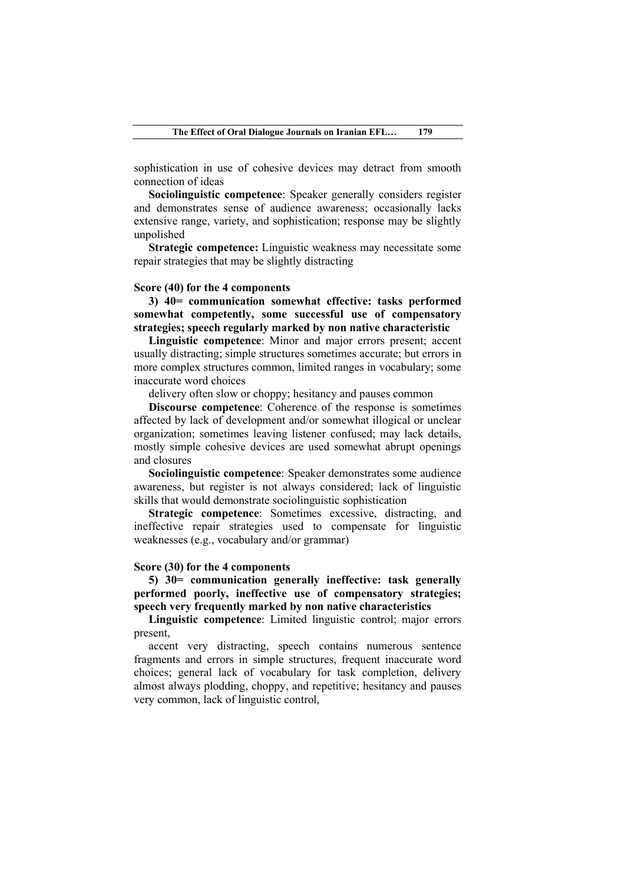sophistication in use of cohesive devices may detract from smooth connection of ideas

**Sociolinguistic competence**: Speaker generally considers register and demonstrates sense of audience awareness; occasionally lacks extensive range, variety, and sophistication; response may be slightly unpolished

**Strategic competence:** Linguistic weakness may necessitate some repair strategies that may be slightly distracting

**Score (40) for the 4 components**

**3) 40= communication somewhat effective: tasks performed somewhat competently, some successful use of compensatory strategies; speech regularly marked by non native characteristic**

**Linguistic competence**: Minor and major errors present; accent usually distracting; simple structures sometimes accurate; but errors in more complex structures common, limited ranges in vocabulary; some inaccurate word choices

delivery often slow or choppy; hesitancy and pauses common

**Discourse competence**: Coherence of the response is sometimes affected by lack of development and/or somewhat illogical or unclear organization; sometimes leaving listener confused; may lack details, mostly simple cohesive devices are used somewhat abrupt openings and closures

**Sociolinguistic competence**: Speaker demonstrates some audience awareness, but register is not always considered; lack of linguistic skills that would demonstrate sociolinguistic sophistication

**Strategic competence**: Sometimes excessive, distracting, and ineffective repair strategies used to compensate for linguistic weaknesses (e.g., vocabulary and/or grammar)

**Score (30) for the 4 components**

**5) 30= communication generally ineffective: task generally performed poorly, ineffective use of compensatory strategies; speech very frequently marked by non native characteristics**

**Linguistic competence**: Limited linguistic control; major errors present,

accent very distracting, speech contains numerous sentence fragments and errors in simple structures, frequent inaccurate word choices; general lack of vocabulary for task completion, delivery almost always plodding, choppy, and repetitive; hesitancy and pauses very common, lack of linguistic control,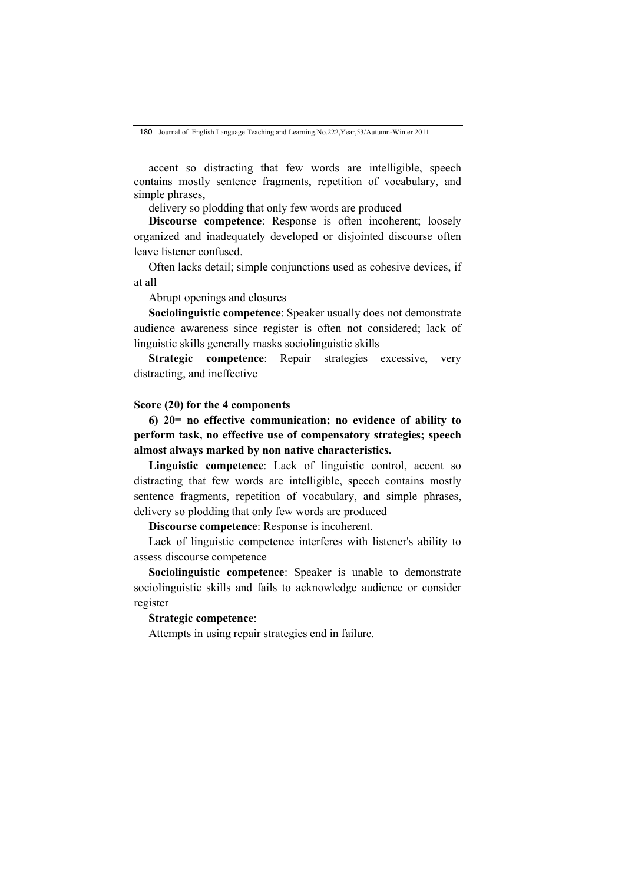accent so distracting that few words are intelligible, speech contains mostly sentence fragments, repetition of vocabulary, and simple phrases,

delivery so plodding that only few words are produced

**Discourse competence**: Response is often incoherent; loosely organized and inadequately developed or disjointed discourse often leave listener confused.

Often lacks detail; simple conjunctions used as cohesive devices, if at all

Abrupt openings and closures

**Sociolinguistic competence**: Speaker usually does not demonstrate audience awareness since register is often not considered; lack of linguistic skills generally masks sociolinguistic skills

**Strategic competence**: Repair strategies excessive, very distracting, and ineffective

**Score (20) for the 4 components**

**6) 20= no effective communication; no evidence of ability to perform task, no effective use of compensatory strategies; speech almost always marked by non native characteristics.**

**Linguistic competence**: Lack of linguistic control, accent so distracting that few words are intelligible, speech contains mostly sentence fragments, repetition of vocabulary, and simple phrases, delivery so plodding that only few words are produced

**Discourse competence**: Response is incoherent.

Lack of linguistic competence interferes with listener's ability to assess discourse competence

**Sociolinguistic competence**: Speaker is unable to demonstrate sociolinguistic skills and fails to acknowledge audience or consider register

**Strategic competence**:

Attempts in using repair strategies end in failure.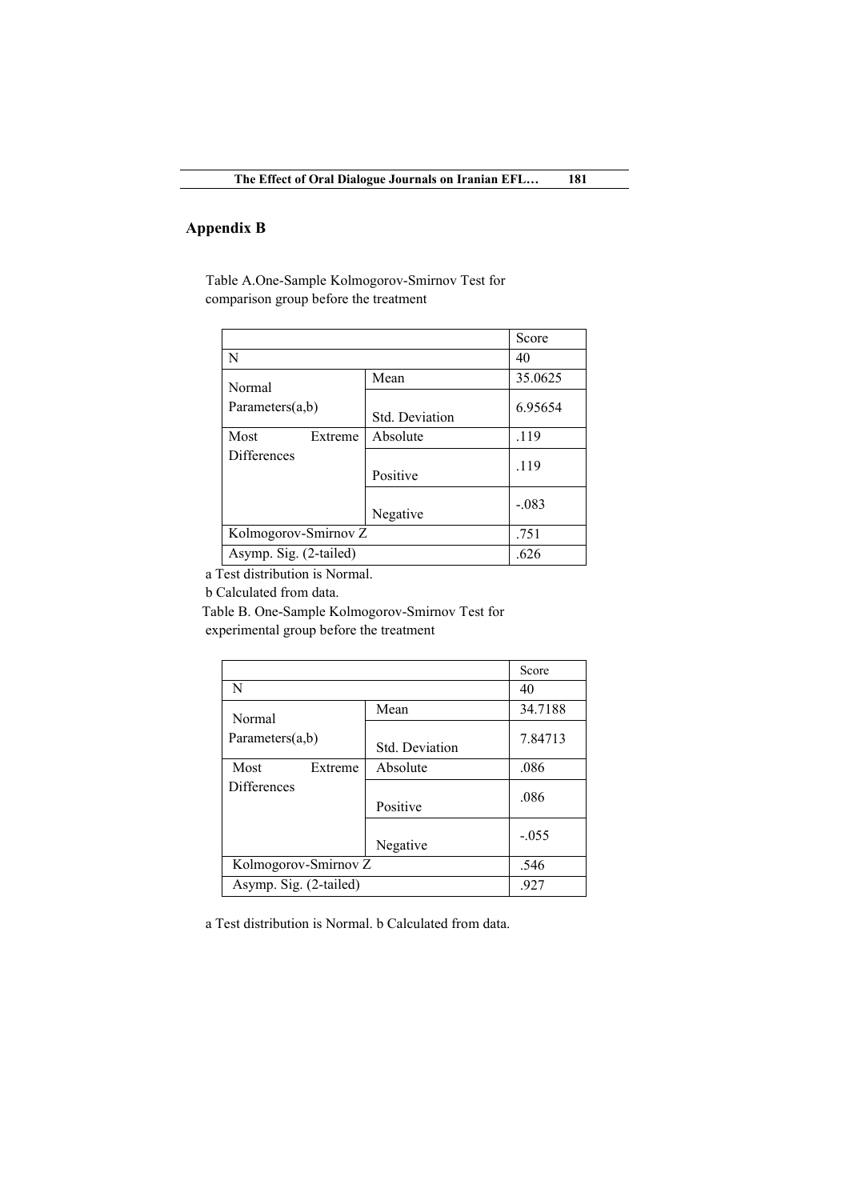## Appendix B

Table A.One-Sample Kolmogorov-Smirnov Test for comparison group before the treatment

| | | Score |
|---|---|---|
| N | | 40 |
| Normal Parameters(a,b) | Mean | 35.0625 |
| | Std. Deviation | 6.95654 |
| Most Extreme Differences | Absolute | .119 |
| | Positive | .119 |
| | Negative | -.083 |
| Kolmogorov-Smirnov Z | | .751 |
| Asymp. Sig. (2-tailed) | | .626 |

a Test distribution is Normal.

b Calculated from data.

Table B. One-Sample Kolmogorov-Smirnov Test for experimental group before the treatment

| | | Score |
|---|---|---|
| N | | 40 |
| Normal Parameters(a,b) | Mean | 34.7188 |
| | Std. Deviation | 7.84713 |
| Most Extreme Differences | Absolute | .086 |
| | Positive | .086 |
| | Negative | -.055 |
| Kolmogorov-Smirnov Z | | .546 |
| Asymp. Sig. (2-tailed) | | .927 |

a Test distribution is Normal. b Calculated from data.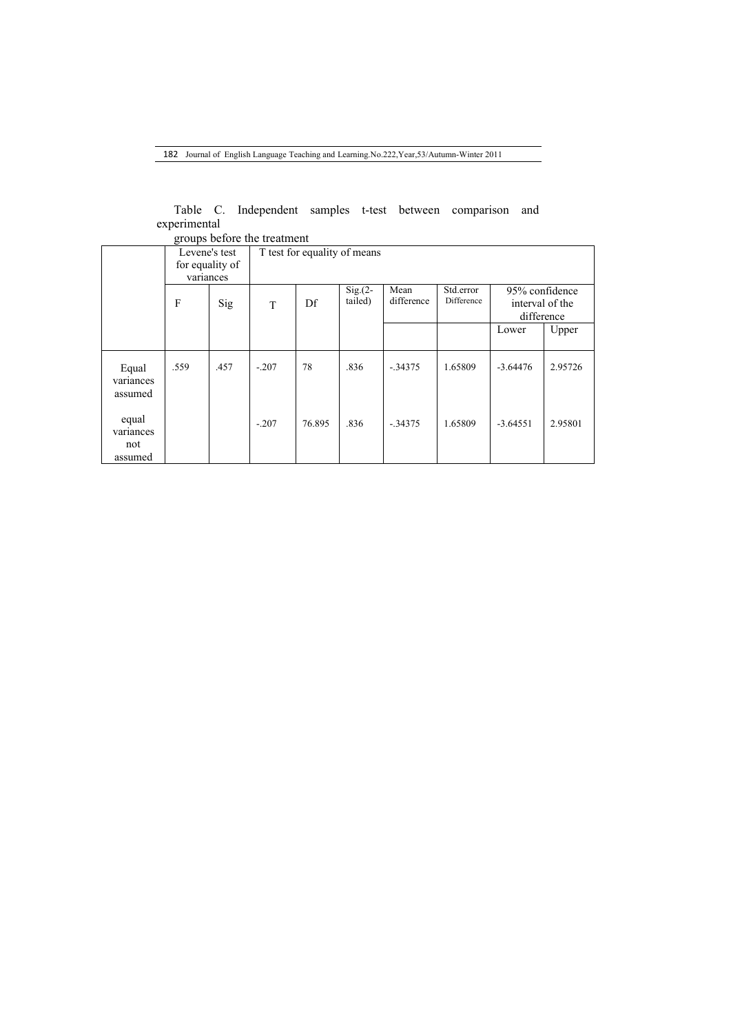Table C. Independent samples t-test between comparison and experimental groups before the treatment

| | Levene's test for equality of variances | | T test for equality of means | | | | | | |
|---|---|---|---|---|---|---|---|---|---|
| | F | Sig | T | Df | Sig.(2-tailed) | Mean difference | Std.error Difference | 95% confidence interval of the difference | |
| | | | | | | | | Lower | Upper |
| Equal variances assumed | .559 | .457 | -.207 | 78 | .836 | -.34375 | 1.65809 | -3.64476 | 2.95726 |
| equal variances not assumed | | | -.207 | 76.895 | .836 | -.34375 | 1.65809 | -3.64551 | 2.95801 |